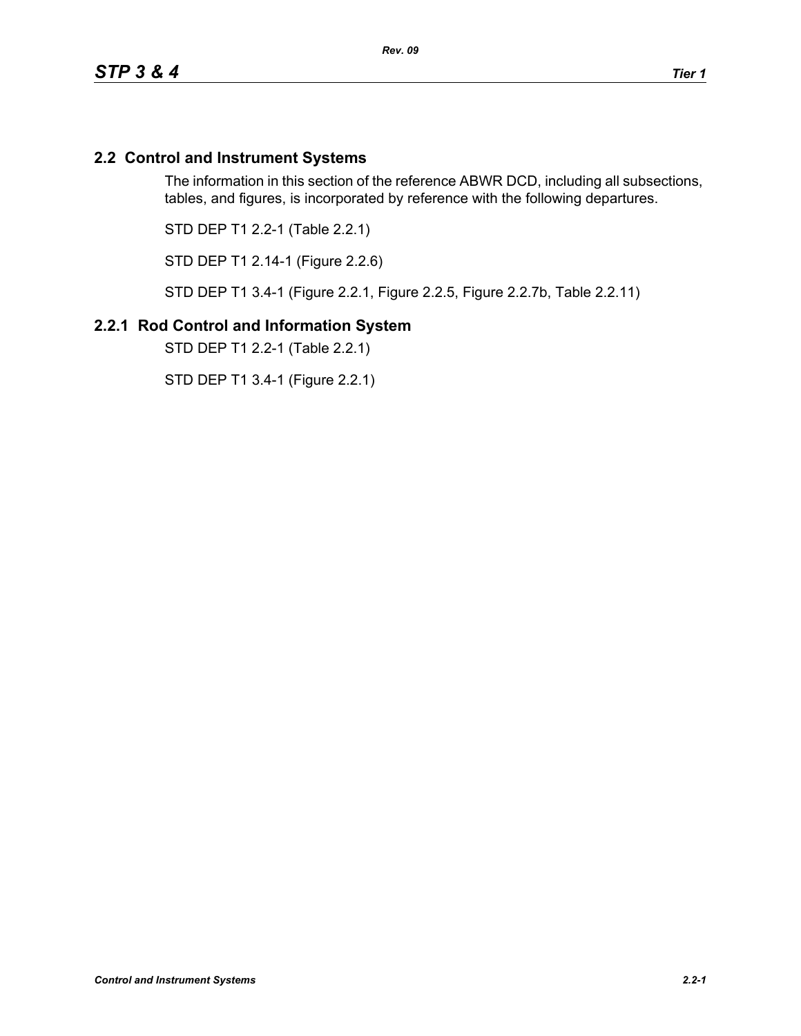## 2.2 Control and Instrument Systems

The information in this section of the reference ABWR DCD, including all subsections, tables, and figures, is incorporated by reference with the following departures.

STD DEP T1 2.2-1 (Table 2.2.1)

STD DEP T1 2.14-1 (Figure 2.2.6)

STD DEP T1 3.4-1 (Figure 2.2.1, Figure 2.2.5, Figure 2.2.7b, Table 2.2.11)

## 2.2.1 Rod Control and Information System

STD DEP T1 2.2-1 (Table 2.2.1)

STD DEP T1 3.4-1 (Figure 2.2.1)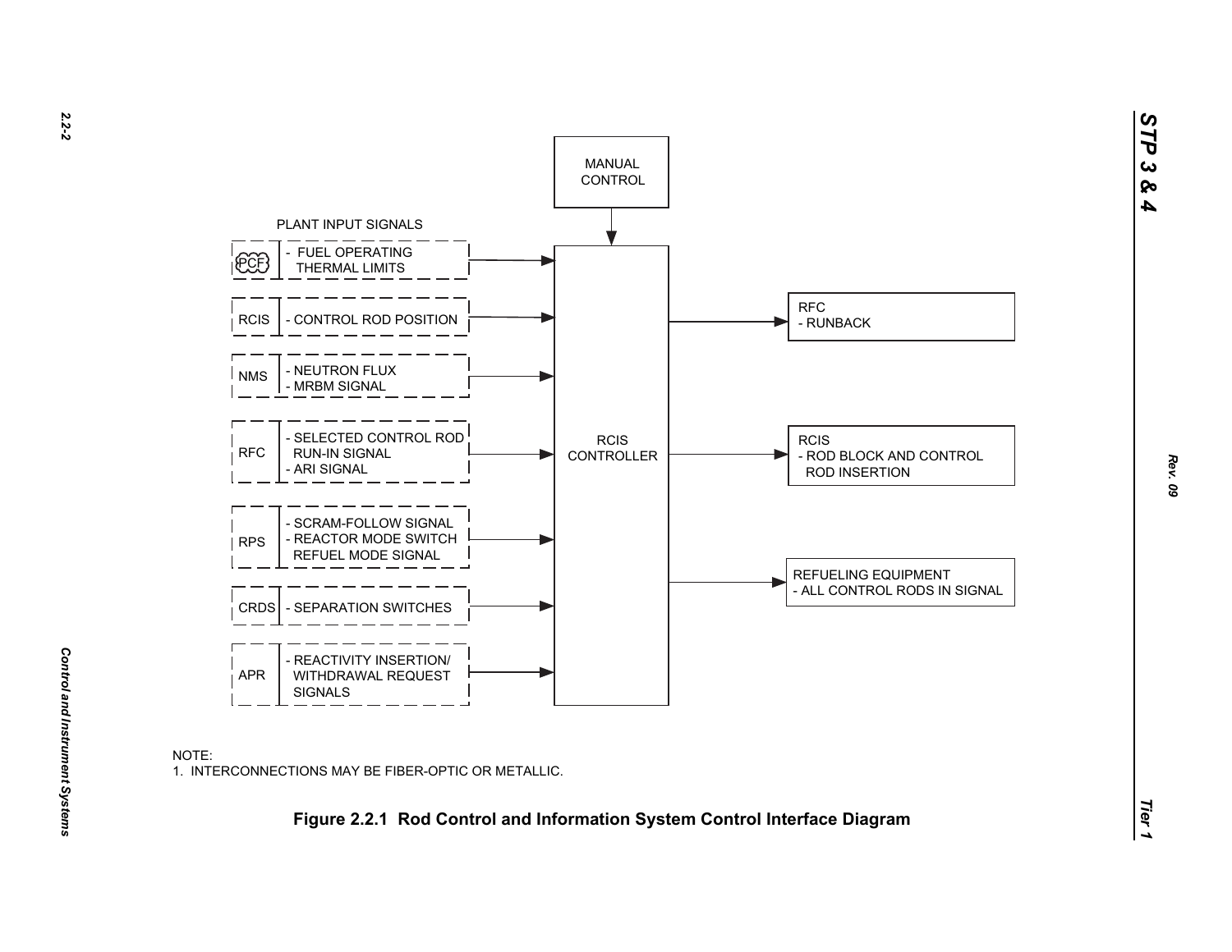MANUAL CONTROL

PLANT INPUT SIGNALS

| Source | Signal |
| --- | --- |
| PCF | - FUEL OPERATING THERMAL LIMITS |
| RCIS | - CONTROL ROD POSITION |
| NMS | - NEUTRON FLUX<br>- MRBM SIGNAL |
| RFC | - SELECTED CONTROL ROD RUN-IN SIGNAL<br>- ARI SIGNAL |
| RPS | - SCRAM-FOLLOW SIGNAL<br>- REACTOR MODE SWITCH REFUEL MODE SIGNAL |
| CRDS | - SEPARATION SWITCHES |
| APR | - REACTIVITY INSERTION/ WITHDRAWAL REQUEST SIGNALS |

RCIS CONTROLLER

RFC
- RUNBACK

RCIS
- ROD BLOCK AND CONTROL ROD INSERTION

REFUELING EQUIPMENT
- ALL CONTROL RODS IN SIGNAL

NOTE:
1. INTERCONNECTIONS MAY BE FIBER-OPTIC OR METALLIC.

**Figure 2.2.1 Rod Control and Information System Control Interface Diagram**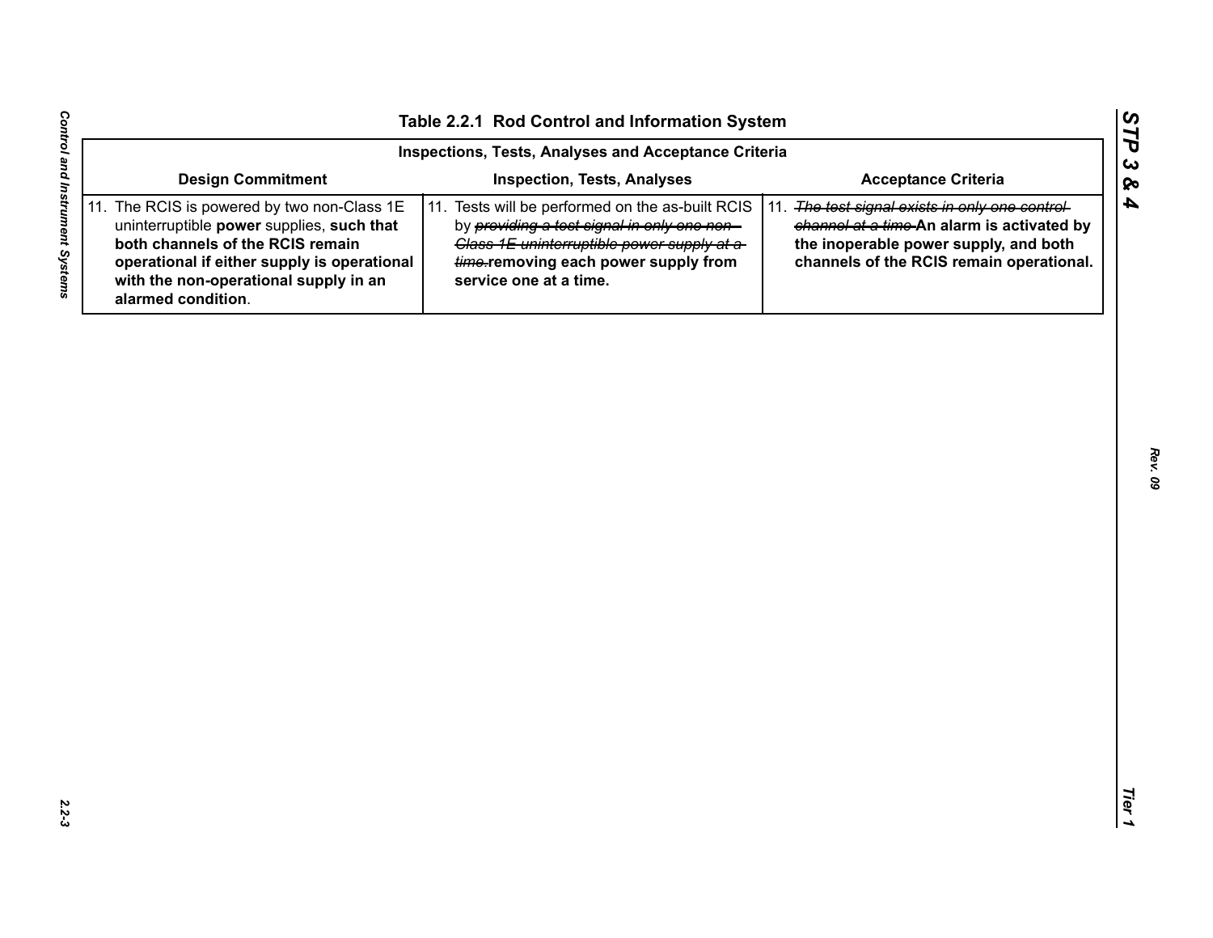Table 2.2.1 Rod Control and Information System

| Inspections, Tests, Analyses and Acceptance Criteria | | |
|---|---|---|
| **Design Commitment** | **Inspection, Tests, Analyses** | **Acceptance Criteria** |
| 11. The RCIS is powered by two non-Class 1E uninterruptible **power** supplies, **such that both channels of the RCIS remain operational if either supply is operational with the non-operational supply in an alarmed condition**. | 11. Tests will be performed on the as-built RCIS by ~~providing a test signal in only one non-Class 1E uninterruptible power supply at a time.~~**removing each power supply from service one at a time.** | 11. ~~The test signal exists in only one control channel at a time.~~**An alarm is activated by the inoperable power supply, and both channels of the RCIS remain operational.** |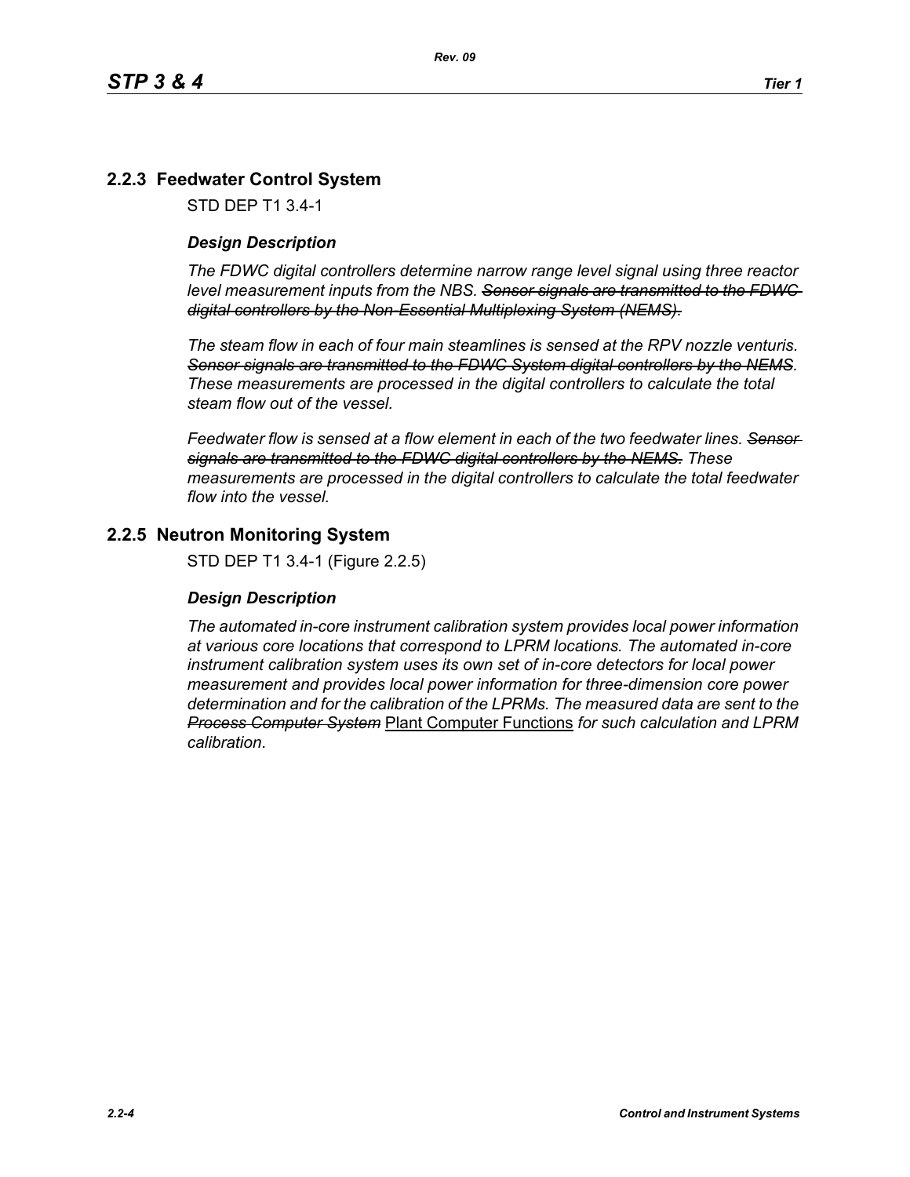## 2.2.3 Feedwater Control System

STD DEP T1 3.4-1

### *Design Description*

*The FDWC digital controllers determine narrow range level signal using three reactor level measurement inputs from the NBS.* ~~*Sensor signals are transmitted to the FDWC digital controllers by the Non-Essential Multiplexing System (NEMS).*~~

*The steam flow in each of four main steamlines is sensed at the RPV nozzle venturis.* ~~*Sensor signals are transmitted to the FDWC System digital controllers by the NEMS*~~*. These measurements are processed in the digital controllers to calculate the total steam flow out of the vessel.*

*Feedwater flow is sensed at a flow element in each of the two feedwater lines.* ~~*Sensor signals are transmitted to the FDWC digital controllers by the NEMS.*~~ *These measurements are processed in the digital controllers to calculate the total feedwater flow into the vessel.*

## 2.2.5 Neutron Monitoring System

STD DEP T1 3.4-1 (Figure 2.2.5)

### *Design Description*

*The automated in-core instrument calibration system provides local power information at various core locations that correspond to LPRM locations. The automated in-core instrument calibration system uses its own set of in-core detectors for local power measurement and provides local power information for three-dimension core power determination and for the calibration of the LPRMs. The measured data are sent to the* ~~*Process Computer System*~~ <u>Plant Computer Functions</u> *for such calculation and LPRM calibration*.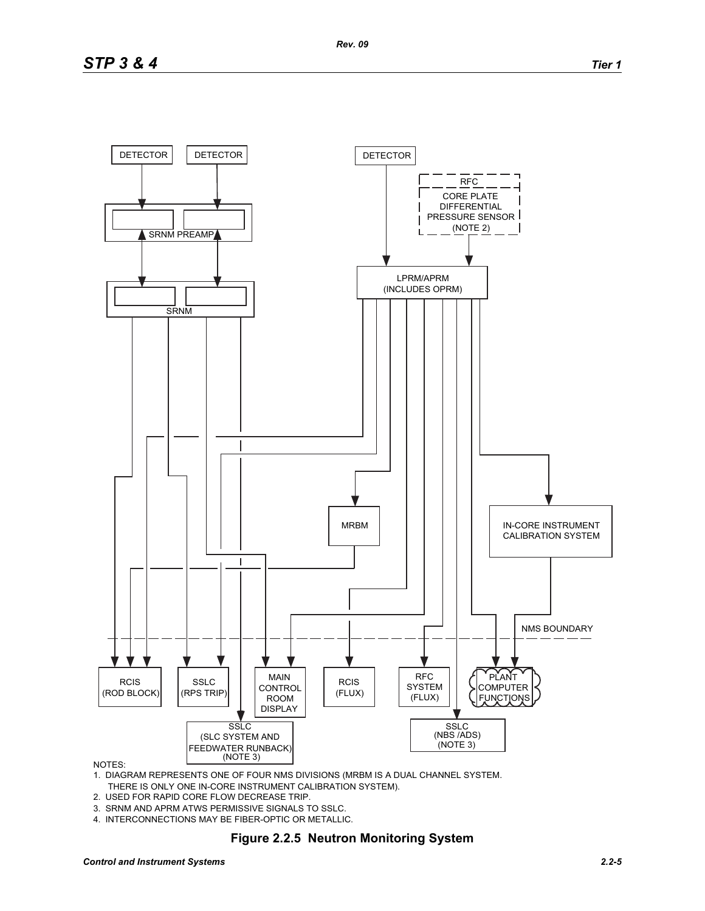DETECTOR

DETECTOR

DETECTOR

RFC

CORE PLATE DIFFERENTIAL PRESSURE SENSOR (NOTE 2)

SRNM PREAMP

SRNM

LPRM/APRM (INCLUDES OPRM)

MRBM

IN-CORE INSTRUMENT CALIBRATION SYSTEM

NMS BOUNDARY

RCIS (ROD BLOCK)

SSLC (RPS TRIP)

MAIN CONTROL ROOM DISPLAY

RCIS (FLUX)

RFC SYSTEM (FLUX)

PLANT COMPUTER FUNCTIONS

SSLC (SLC SYSTEM AND FEEDWATER RUNBACK) (NOTE 3)

SSLC (NBS /ADS) (NOTE 3)

NOTES:

1. DIAGRAM REPRESENTS ONE OF FOUR NMS DIVISIONS (MRBM IS A DUAL CHANNEL SYSTEM. THERE IS ONLY ONE IN-CORE INSTRUMENT CALIBRATION SYSTEM).
2. USED FOR RAPID CORE FLOW DECREASE TRIP.
3. SRNM AND APRM ATWS PERMISSIVE SIGNALS TO SSLC.
4. INTERCONNECTIONS MAY BE FIBER-OPTIC OR METALLIC.

**Figure 2.2.5 Neutron Monitoring System**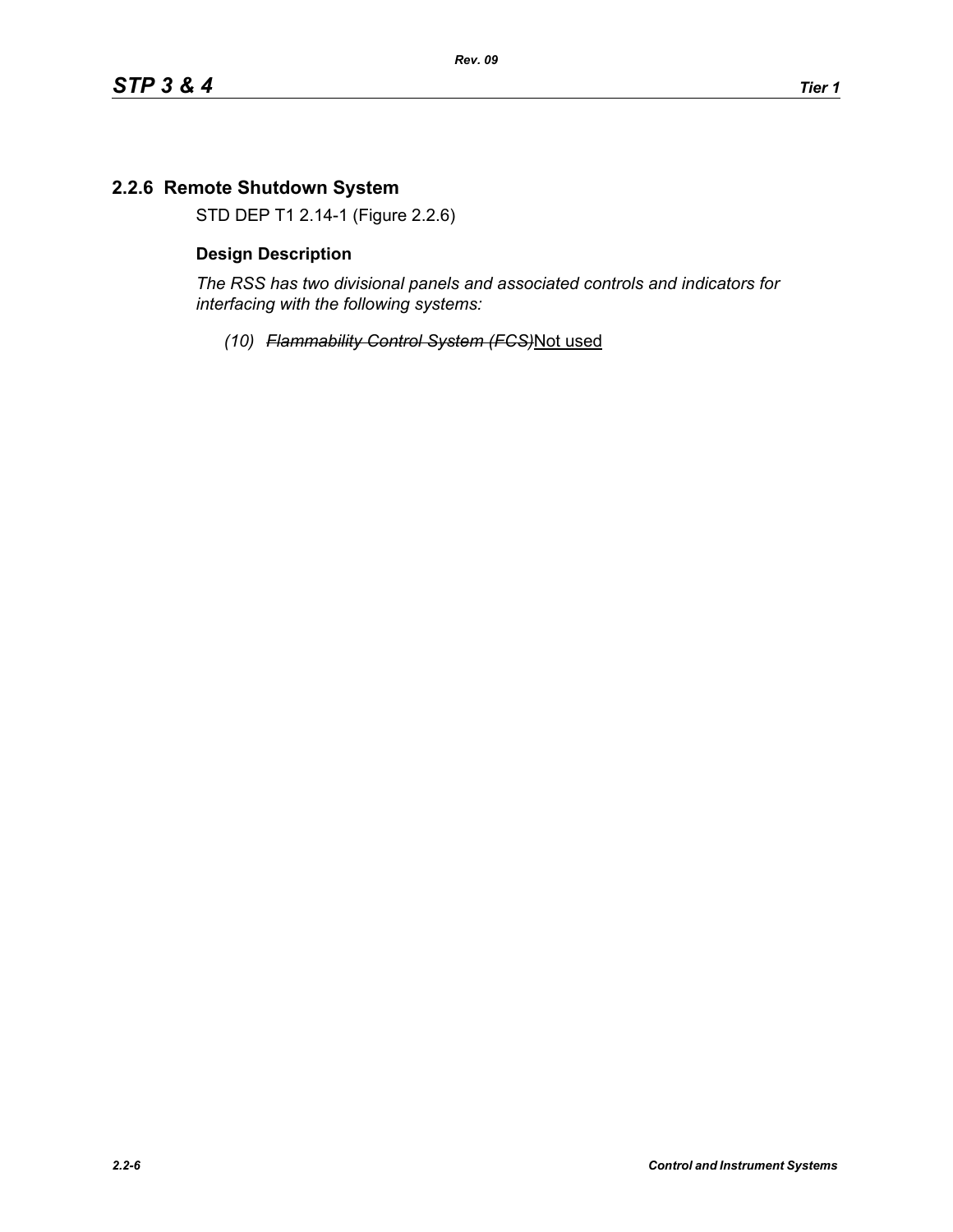## 2.2.6 Remote Shutdown System

STD DEP T1 2.14-1 (Figure 2.2.6)

### Design Description

*The RSS has two divisional panels and associated controls and indicators for interfacing with the following systems:*

*(10)* ~~*Flammability Control System (FCS)*~~<u>Not used</u>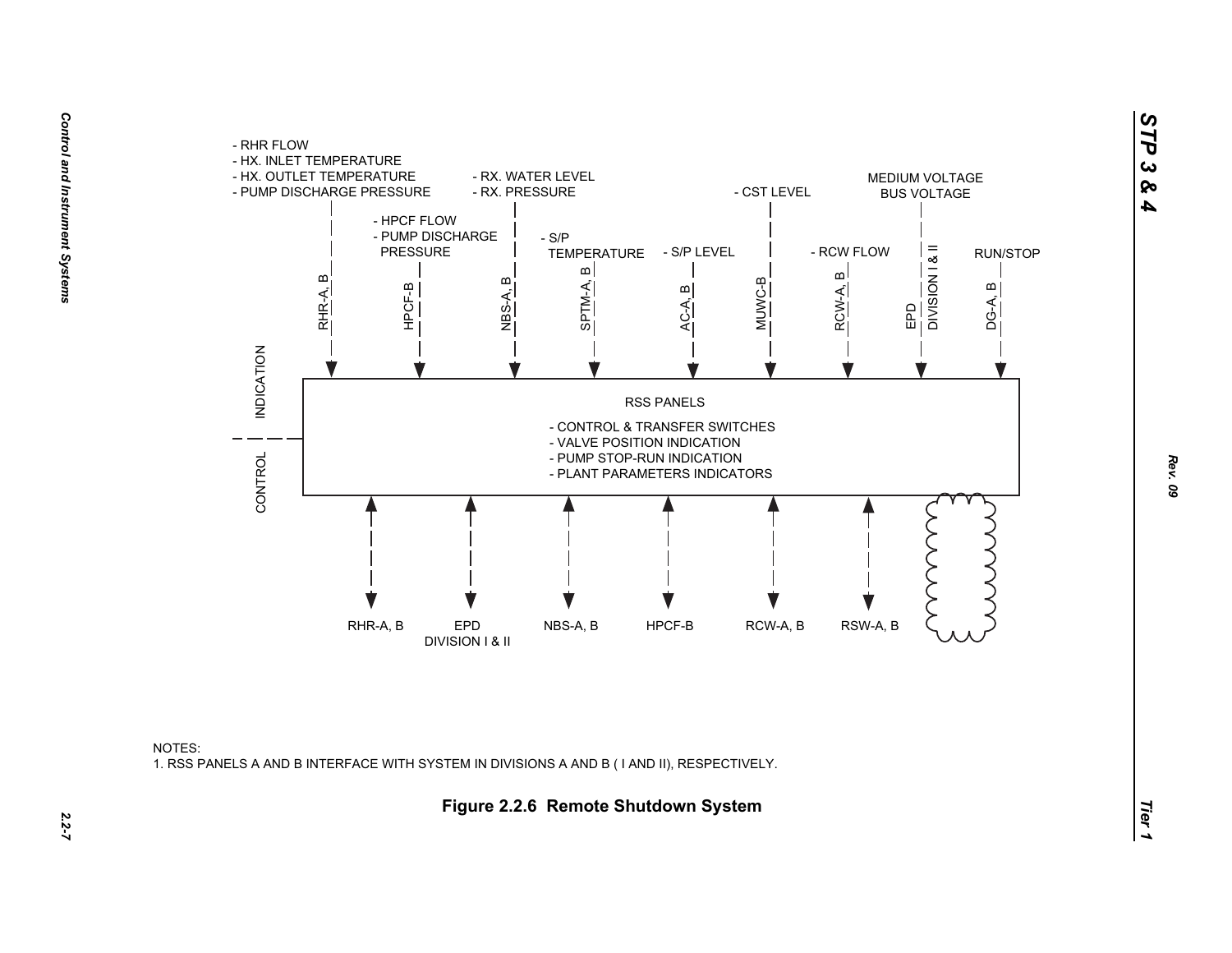- RHR FLOW
- HX. INLET TEMPERATURE
- HX. OUTLET TEMPERATURE
- PUMP DISCHARGE PRESSURE

- HPCF FLOW
- PUMP DISCHARGE PRESSURE

- RX. WATER LEVEL
- RX. PRESSURE

- S/P TEMPERATURE

- S/P LEVEL

- CST LEVEL

- RCW FLOW

MEDIUM VOLTAGE BUS VOLTAGE

RUN/STOP

RHR-A, B | HPCF-B | NBS-A, B | SPTM-A, B | AC-A, B | MUWC-B | RCW-A, B | EPD DIVISION I & II | DG-A, B

INDICATION

CONTROL

RSS PANELS

- CONTROL & TRANSFER SWITCHES
- VALVE POSITION INDICATION
- PUMP STOP-RUN INDICATION
- PLANT PARAMETERS INDICATORS

RHR-A, B | EPD DIVISION I & II | NBS-A, B | HPCF-B | RCW-A, B | RSW-A, B

NOTES:
1. RSS PANELS A AND B INTERFACE WITH SYSTEM IN DIVISIONS A AND B ( I AND II), RESPECTIVELY.

**Figure 2.2.6 Remote Shutdown System**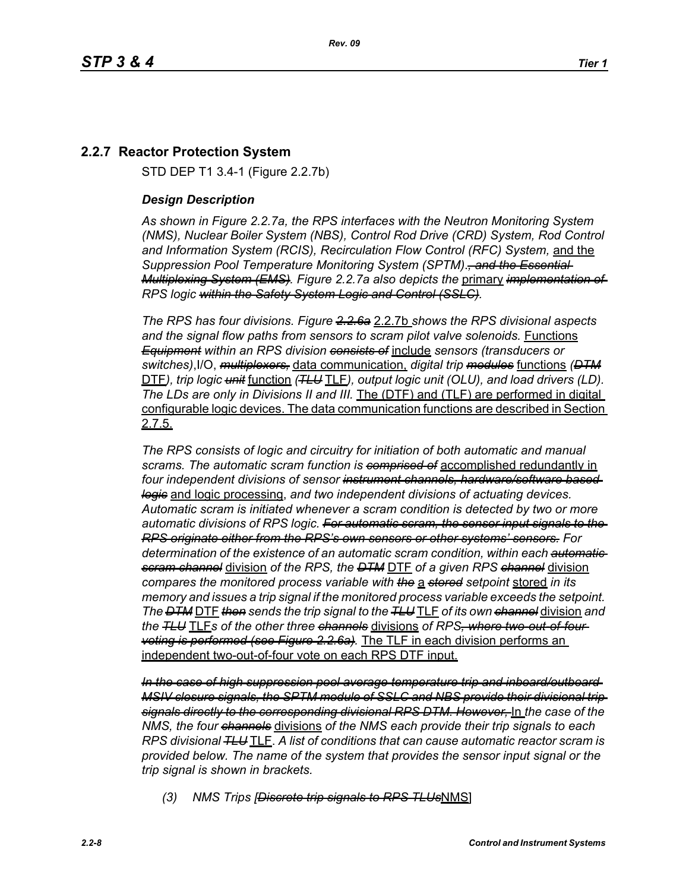## 2.2.7 Reactor Protection System

STD DEP T1 3.4-1 (Figure 2.2.7b)

### *Design Description*

*As shown in Figure 2.2.7a, the RPS interfaces with the Neutron Monitoring System (NMS), Nuclear Boiler System (NBS), Control Rod Drive (CRD) System, Rod Control and Information System (RCIS), Recirculation Flow Control (RFC) System,* and the *Suppression Pool Temperature Monitoring System (SPTM).~~, and the Essential Multiplexing System (EMS)~~. Figure 2.2.7a also depicts the* primary *~~implementation of~~ RPS logic ~~within the Safety System Logic and Control (SSLC)~~.*

*The RPS has four divisions. Figure ~~2.2.6a~~* 2.2.7b *shows the RPS divisional aspects and the signal flow paths from sensors to scram pilot valve solenoids.* Functions *~~Equipment~~ within an RPS division ~~consists of~~* include *sensors (transducers or switches)*,I/O, *~~multiplexors,~~* data communication, *digital trip ~~modules~~* functions *(~~DTM~~* DTF*), trip logic ~~unit~~* function *(~~TLU~~* TLF*), output logic unit (OLU), and load drivers (LD). The LDs are only in Divisions II and III.* The (DTF) and (TLF) are performed in digital configurable logic devices. The data communication functions are described in Section 2.7.5.

*The RPS consists of logic and circuitry for initiation of both automatic and manual scrams. The automatic scram function is ~~comprised of~~* accomplished redundantly in *four independent divisions of sensor ~~instrument channels, hardware/software based logic~~* and logic processing, *and two independent divisions of actuating devices. Automatic scram is initiated whenever a scram condition is detected by two or more automatic divisions of RPS logic. ~~For automatic scram, the sensor input signals to the RPS originate either from the RPS's own sensors or other systems' sensors.~~ For determination of the existence of an automatic scram condition, within each ~~automatic scram channel~~* division *of the RPS, the ~~DTM~~* DTF *of a given RPS ~~channel~~* division *compares the monitored process variable with ~~the~~* a *~~stored~~ setpoint* stored *in its memory and issues a trip signal if the monitored process variable exceeds the setpoint. The ~~DTM~~* DTF *~~then~~ sends the trip signal to the ~~TLU~~* TLF *of its own ~~channel~~* division *and the ~~TLU~~* TLF*s of the other three ~~channels~~* divisions *of RPS~~, where two-out-of-four voting is performed (see Figure 2.2.6a)~~.* The TLF in each division performs an independent two-out-of-four vote on each RPS DTF input.

*~~In the case of high suppression pool average temperature trip and inboard/outboard MSIV closure signals, the SPTM module of SSLC and NBS provide their divisional trip signals directly to the corresponding divisional RPS DTM. However,~~* In *the case of the NMS, the four ~~channels~~* divisions *of the NMS each provide their trip signals to each RPS divisional ~~TLU~~* TLF*. A list of conditions that can cause automatic reactor scram is provided below. The name of the system that provides the sensor input signal or the trip signal is shown in brackets.*

*(3) NMS Trips [~~Discrete trip signals to RPS TLUs~~*NMS]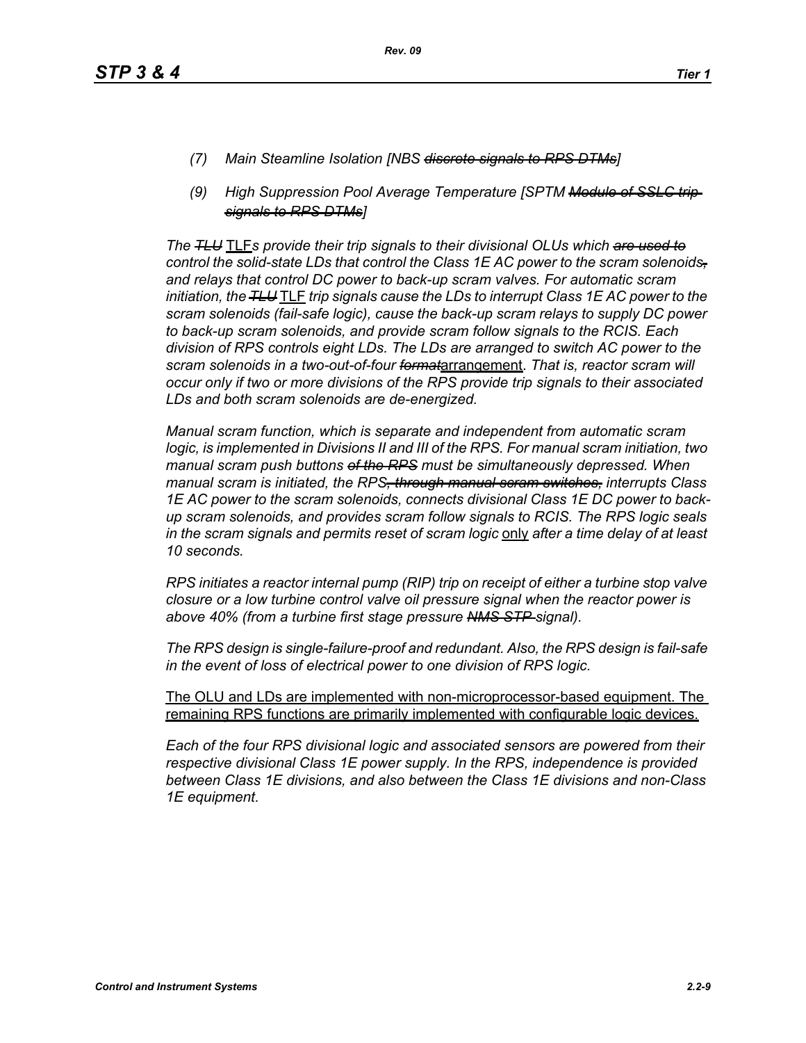*(7) Main Steamline Isolation [NBS ~~discrete signals to RPS DTMs~~]*

*(9) High Suppression Pool Average Temperature [SPTM ~~Module of SSLC trip signals to RPS DTMs~~]*

*The ~~TLU~~* <u>TLF</u>*s provide their trip signals to their divisional OLUs which ~~are used to~~ control the solid-state LDs that control the Class 1E AC power to the scram solenoids~~,~~ and relays that control DC power to back-up scram valves. For automatic scram initiation, the ~~TLU~~* <u>TLF</u> *trip signals cause the LDs to interrupt Class 1E AC power to the scram solenoids (fail-safe logic), cause the back-up scram relays to supply DC power to back-up scram solenoids, and provide scram follow signals to the RCIS. Each division of RPS controls eight LDs. The LDs are arranged to switch AC power to the scram solenoids in a two-out-of-four ~~format~~*<u>arrangement</u>*. That is, reactor scram will occur only if two or more divisions of the RPS provide trip signals to their associated LDs and both scram solenoids are de-energized.*

*Manual scram function, which is separate and independent from automatic scram logic, is implemented in Divisions II and III of the RPS. For manual scram initiation, two manual scram push buttons ~~of the RPS~~ must be simultaneously depressed. When manual scram is initiated, the RPS~~, through manual scram switches,~~ interrupts Class 1E AC power to the scram solenoids, connects divisional Class 1E DC power to back-up scram solenoids, and provides scram follow signals to RCIS. The RPS logic seals in the scram signals and permits reset of scram logic* <u>only</u> *after a time delay of at least 10 seconds.*

*RPS initiates a reactor internal pump (RIP) trip on receipt of either a turbine stop valve closure or a low turbine control valve oil pressure signal when the reactor power is above 40% (from a turbine first stage pressure ~~NMS STP~~ signal).*

*The RPS design is single-failure-proof and redundant. Also, the RPS design is fail-safe in the event of loss of electrical power to one division of RPS logic.*

<u>The OLU and LDs are implemented with non-microprocessor-based equipment. The remaining RPS functions are primarily implemented with configurable logic devices.</u>

*Each of the four RPS divisional logic and associated sensors are powered from their respective divisional Class 1E power supply. In the RPS, independence is provided between Class 1E divisions, and also between the Class 1E divisions and non-Class 1E equipment.*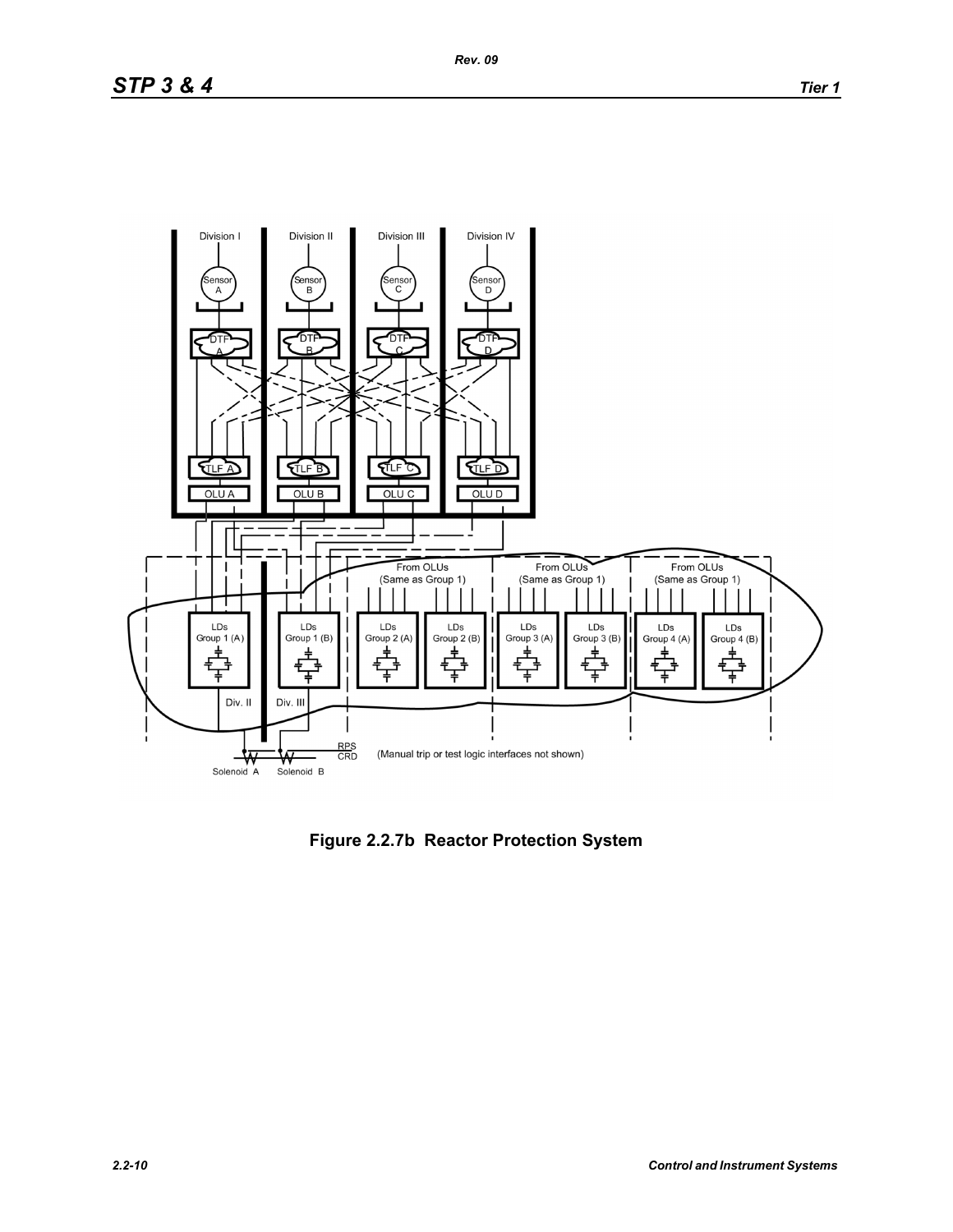Figure 2.2.7b Reactor Protection System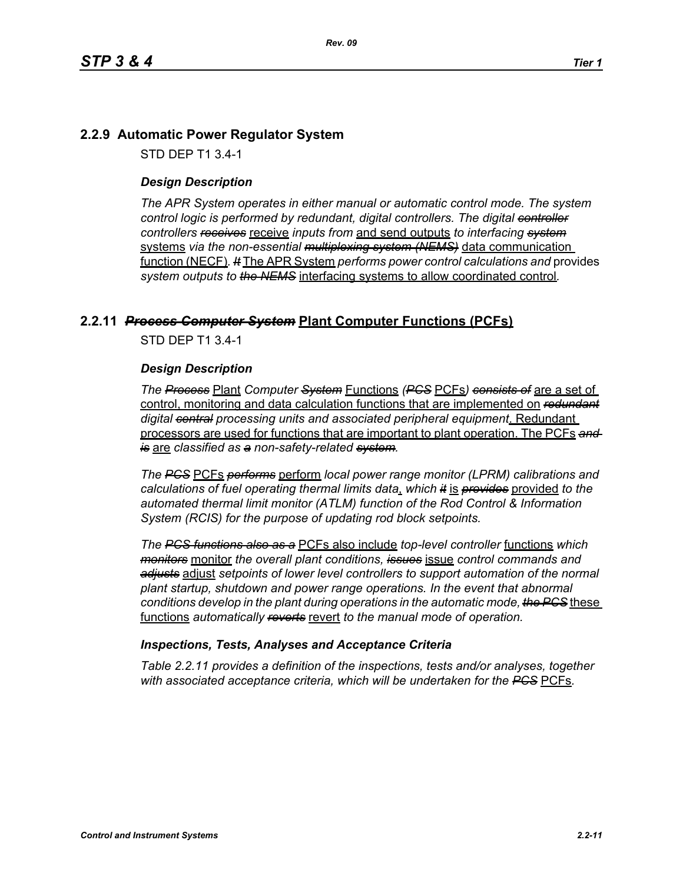## 2.2.9 Automatic Power Regulator System

STD DEP T1 3.4-1

### *Design Description*

*The APR System operates in either manual or automatic control mode. The system control logic is performed by redundant, digital controllers. The digital ~~controller~~ controllers ~~receives~~* <u>receive</u> *inputs from* <u>and send outputs</u> *to interfacing ~~system~~* <u>systems</u> *via the non-essential ~~multiplexing system (NEMS)~~* <u>data communication function (NECF)</u>*. ~~It~~* <u>The APR System</u> *performs power control calculations and* provides *system outputs to ~~the NEMS~~* <u>interfacing systems to allow coordinated control</u>*.*

## 2.2.11 ~~*Process Computer System*~~ <u>Plant Computer Functions (PCFs)</u>

STD DEP T1 3.4-1

### *Design Description*

*The ~~Process~~* <u>Plant</u> *Computer ~~System~~* <u>Functions</u> *(~~PCS~~* <u>PCFs</u>*) ~~consists of~~* <u>are a set of control, monitoring and data calculation functions that are implemented on</u> *~~redundant~~ digital ~~central~~ processing units and associated peripheral equipment*<u>. Redundant processors are used for functions that are important to plant operation. The PCFs</u> *~~and is~~* <u>are</u> *classified as ~~a~~ non-safety-related ~~system~~.*

*The ~~PCS~~* <u>PCFs</u> *~~performs~~* <u>perform</u> *local power range monitor (LPRM) calibrations and calculations of fuel operating thermal limits data*<u>,</u> *which ~~it~~* <u>is</u> *~~provides~~* <u>provided</u> *to the automated thermal limit monitor (ATLM) function of the Rod Control & Information System (RCIS) for the purpose of updating rod block setpoints.*

*The ~~PCS functions also as a~~* <u>PCFs also include</u> *top-level controller* <u>functions</u> *which ~~monitors~~* <u>monitor</u> *the overall plant conditions, ~~issues~~* <u>issue</u> *control commands and ~~adjusts~~* <u>adjust</u> *setpoints of lower level controllers to support automation of the normal plant startup, shutdown and power range operations. In the event that abnormal conditions develop in the plant during operations in the automatic mode, ~~the PCS~~* <u>these functions</u> *automatically ~~reverts~~* <u>revert</u> *to the manual mode of operation.*

### *Inspections, Tests, Analyses and Acceptance Criteria*

*Table 2.2.11 provides a definition of the inspections, tests and/or analyses, together with associated acceptance criteria, which will be undertaken for the ~~PCS~~* <u>PCFs</u>.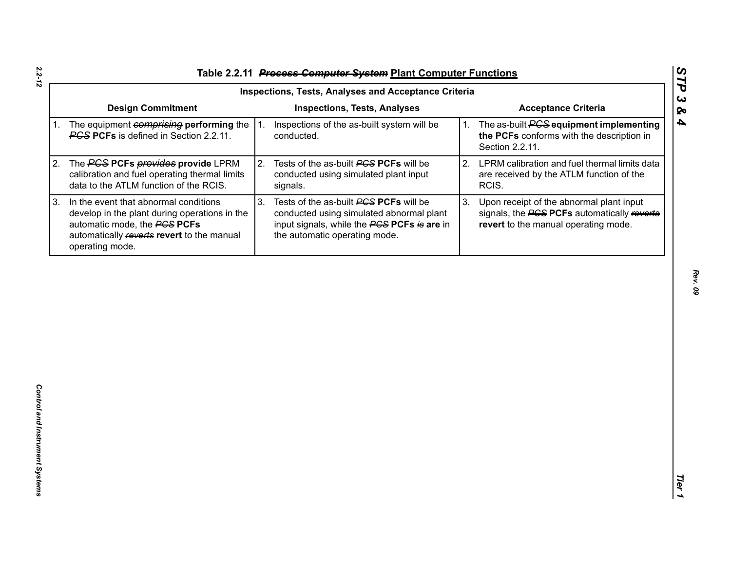## Table 2.2.11 ~~*Process Computer System*~~ Plant Computer Functions

| Inspections, Tests, Analyses and Acceptance Criteria | | |
|---|---|---|
| **Design Commitment** | **Inspections, Tests, Analyses** | **Acceptance Criteria** |
| 1. The equipment ~~*comprising*~~ **performing** the ~~*PCS*~~ **PCFs** is defined in Section 2.2.11. | 1. Inspections of the as-built system will be conducted. | 1. The as-built ~~*PCS*~~ **equipment implementing the PCFs** conforms with the description in Section 2.2.11. |
| 2. The ~~*PCS*~~ **PCFs** ~~*provides*~~ **provide** LPRM calibration and fuel operating thermal limits data to the ATLM function of the RCIS. | 2. Tests of the as-built ~~*PCS*~~ **PCFs** will be conducted using simulated plant input signals. | 2. LPRM calibration and fuel thermal limits data are received by the ATLM function of the RCIS. |
| 3. In the event that abnormal conditions develop in the plant during operations in the automatic mode, the ~~*PCS*~~ **PCFs** automatically ~~*reverts*~~ **revert** to the manual operating mode. | 3. Tests of the as-built ~~*PCS*~~ **PCFs** will be conducted using simulated abnormal plant input signals, while the ~~*PCS*~~ **PCFs** ~~*is*~~ **are** in the automatic operating mode. | 3. Upon receipt of the abnormal plant input signals, the ~~*PCS*~~ **PCFs** automatically ~~*reverts*~~ **revert** to the manual operating mode. |